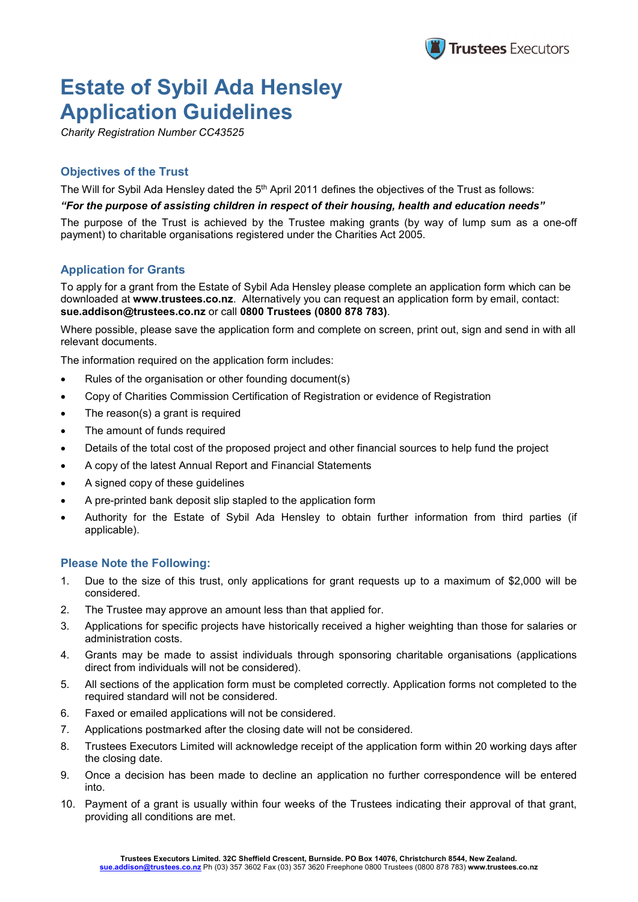# Estate of Sybil Ada Hensley Application Guidelines

*Charity Registration Number CC43525*

## Objectives of the Trust

The Will for Sybil Ada Hensley dated the 5th April 2011 defines the objectives of the Trust as follows:

***"For the purpose of assisting children in respect of their housing, health and education needs"***

The purpose of the Trust is achieved by the Trustee making grants (by way of lump sum as a one-off payment) to charitable organisations registered under the Charities Act 2005.

## Application for Grants

To apply for a grant from the Estate of Sybil Ada Hensley please complete an application form which can be downloaded at **www.trustees.co.nz**. Alternatively you can request an application form by email, contact: **sue.addison@trustees.co.nz** or call **0800 Trustees (0800 878 783)**.

Where possible, please save the application form and complete on screen, print out, sign and send in with all relevant documents.

The information required on the application form includes:

- Rules of the organisation or other founding document(s)
- Copy of Charities Commission Certification of Registration or evidence of Registration
- The reason(s) a grant is required
- The amount of funds required
- Details of the total cost of the proposed project and other financial sources to help fund the project
- A copy of the latest Annual Report and Financial Statements
- A signed copy of these guidelines
- A pre-printed bank deposit slip stapled to the application form
- Authority for the Estate of Sybil Ada Hensley to obtain further information from third parties (if applicable).

## Please Note the Following:

1. Due to the size of this trust, only applications for grant requests up to a maximum of $2,000 will be considered.
2. The Trustee may approve an amount less than that applied for.
3. Applications for specific projects have historically received a higher weighting than those for salaries or administration costs.
4. Grants may be made to assist individuals through sponsoring charitable organisations (applications direct from individuals will not be considered).
5. All sections of the application form must be completed correctly. Application forms not completed to the required standard will not be considered.
6. Faxed or emailed applications will not be considered.
7. Applications postmarked after the closing date will not be considered.
8. Trustees Executors Limited will acknowledge receipt of the application form within 20 working days after the closing date.
9. Once a decision has been made to decline an application no further correspondence will be entered into.
10. Payment of a grant is usually within four weeks of the Trustees indicating their approval of that grant, providing all conditions are met.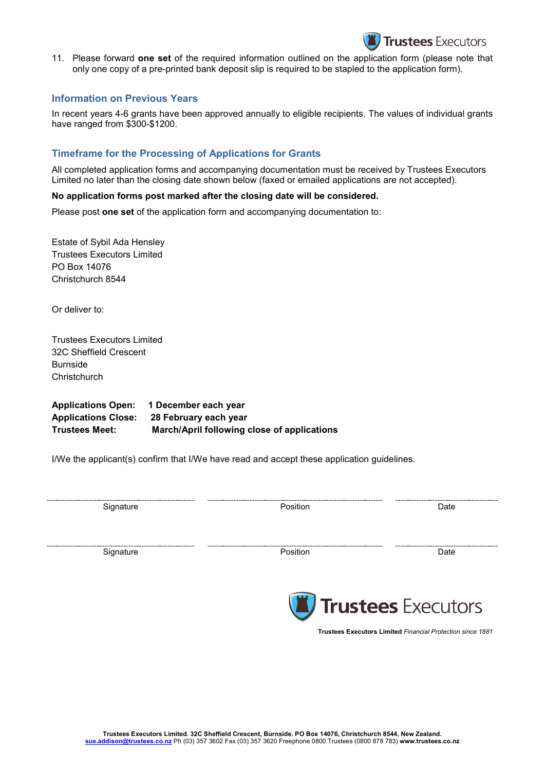11. Please forward **one set** of the required information outlined on the application form (please note that only one copy of a pre-printed bank deposit slip is required to be stapled to the application form).

## Information on Previous Years

In recent years 4-6 grants have been approved annually to eligible recipients. The values of individual grants have ranged from $300-$1200.

## Timeframe for the Processing of Applications for Grants

All completed application forms and accompanying documentation must be received by Trustees Executors Limited no later than the closing date shown below (faxed or emailed applications are not accepted).

**No application forms post marked after the closing date will be considered.**

Please post **one set** of the application form and accompanying documentation to:

Estate of Sybil Ada Hensley
Trustees Executors Limited
PO Box 14076
Christchurch 8544

Or deliver to:

Trustees Executors Limited
32C Sheffield Crescent
Burnside
Christchurch

**Applications Open:** **1 December each year**
**Applications Close:** **28 February each year**
**Trustees Meet:** **March/April following close of applications**

I/We the applicant(s) confirm that I/We have read and accept these application guidelines.

| | | |
|---|---|---|
| ............................ | ............................ | ............................ |
| Signature | Position | Date |
| ............................ | ............................ | ............................ |
| Signature | Position | Date |

Trustees Executors

**Trustees Executors Limited** *Financial Protection since 1881*

**Trustees Executors Limited. 32C Sheffield Crescent, Burnside. PO Box 14076, Christchurch 8544, New Zealand.**
sue.addison@trustees.co.nz Ph (03) 357 3602 Fax (03) 357 3620 Freephone 0800 Trustees (0800 878 783) **www.trustees.co.nz**